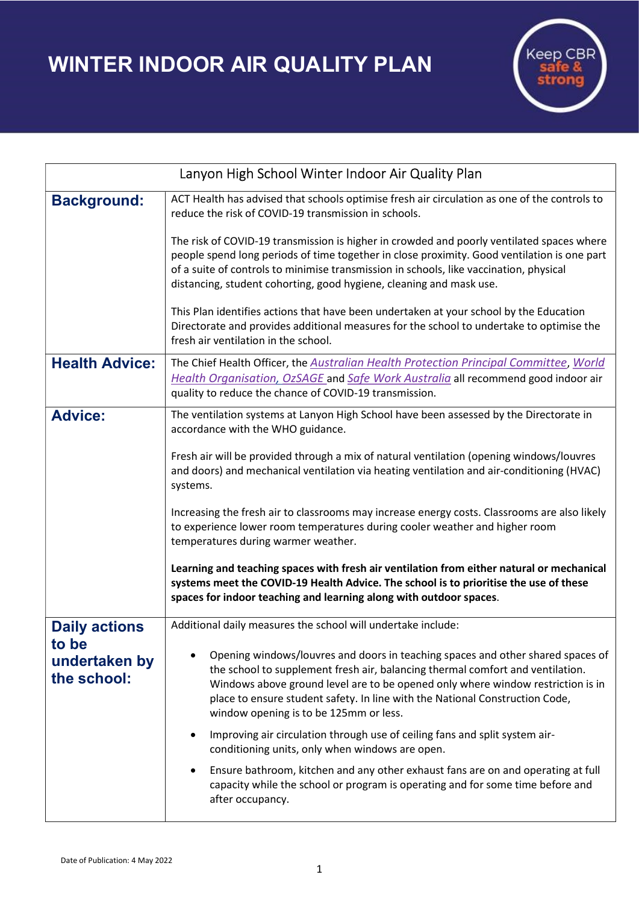# WINTER INDOOR AIR QUALITY PLAN

Keep CBR safe & strong

| Lanyon High School Winter Indoor Air Quality Plan | |
|---|---|
| **Background:** | ACT Health has advised that schools optimise fresh air circulation as one of the controls to reduce the risk of COVID-19 transmission in schools.<br><br>The risk of COVID-19 transmission is higher in crowded and poorly ventilated spaces where people spend long periods of time together in close proximity. Good ventilation is one part of a suite of controls to minimise transmission in schools, like vaccination, physical distancing, student cohorting, good hygiene, cleaning and mask use.<br><br>This Plan identifies actions that have been undertaken at your school by the Education Directorate and provides additional measures for the school to undertake to optimise the fresh air ventilation in the school. |
| **Health Advice:** | The Chief Health Officer, the *Australian Health Protection Principal Committee*, *World Health Organisation, OzSAGE* and *Safe Work Australia* all recommend good indoor air quality to reduce the chance of COVID-19 transmission. |
| **Advice:** | The ventilation systems at Lanyon High School have been assessed by the Directorate in accordance with the WHO guidance.<br><br>Fresh air will be provided through a mix of natural ventilation (opening windows/louvres and doors) and mechanical ventilation via heating ventilation and air-conditioning (HVAC) systems.<br><br>Increasing the fresh air to classrooms may increase energy costs. Classrooms are also likely to experience lower room temperatures during cooler weather and higher room temperatures during warmer weather.<br><br>**Learning and teaching spaces with fresh air ventilation from either natural or mechanical systems meet the COVID-19 Health Advice. The school is to prioritise the use of these spaces for indoor teaching and learning along with outdoor spaces**. |
| **Daily actions to be undertaken by the school:** | Additional daily measures the school will undertake include:<br><br>• Opening windows/louvres and doors in teaching spaces and other shared spaces of the school to supplement fresh air, balancing thermal comfort and ventilation. Windows above ground level are to be opened only where window restriction is in place to ensure student safety. In line with the National Construction Code, window opening is to be 125mm or less.<br><br>• Improving air circulation through use of ceiling fans and split system air-conditioning units, only when windows are open.<br><br>• Ensure bathroom, kitchen and any other exhaust fans are on and operating at full capacity while the school or program is operating and for some time before and after occupancy. |

Date of Publication: 4 May 2022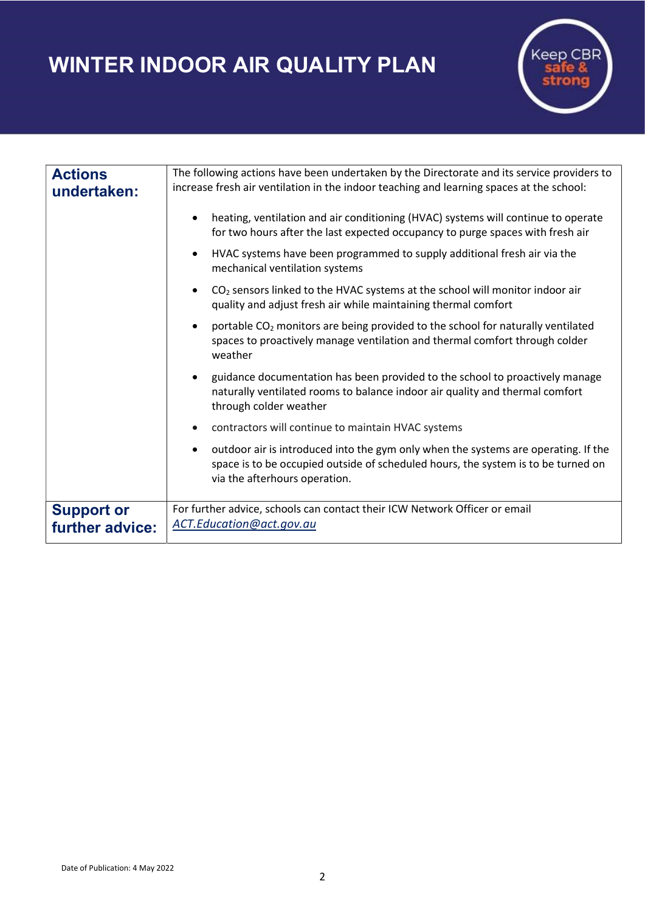# WINTER INDOOR AIR QUALITY PLAN

| | |
|---|---|
| **Actions undertaken:** | The following actions have been undertaken by the Directorate and its service providers to increase fresh air ventilation in the indoor teaching and learning spaces at the school:<br><br>• heating, ventilation and air conditioning (HVAC) systems will continue to operate for two hours after the last expected occupancy to purge spaces with fresh air<br>• HVAC systems have been programmed to supply additional fresh air via the mechanical ventilation systems<br>• $CO_2$ sensors linked to the HVAC systems at the school will monitor indoor air quality and adjust fresh air while maintaining thermal comfort<br>• portable $CO_2$ monitors are being provided to the school for naturally ventilated spaces to proactively manage ventilation and thermal comfort through colder weather<br>• guidance documentation has been provided to the school to proactively manage naturally ventilated rooms to balance indoor air quality and thermal comfort through colder weather<br>• contractors will continue to maintain HVAC systems<br>• outdoor air is introduced into the gym only when the systems are operating. If the space is to be occupied outside of scheduled hours, the system is to be turned on via the afterhours operation. |
| **Support or further advice:** | For further advice, schools can contact their ICW Network Officer or email *ACT.Education@act.gov.au* |

Date of Publication: 4 May 2022